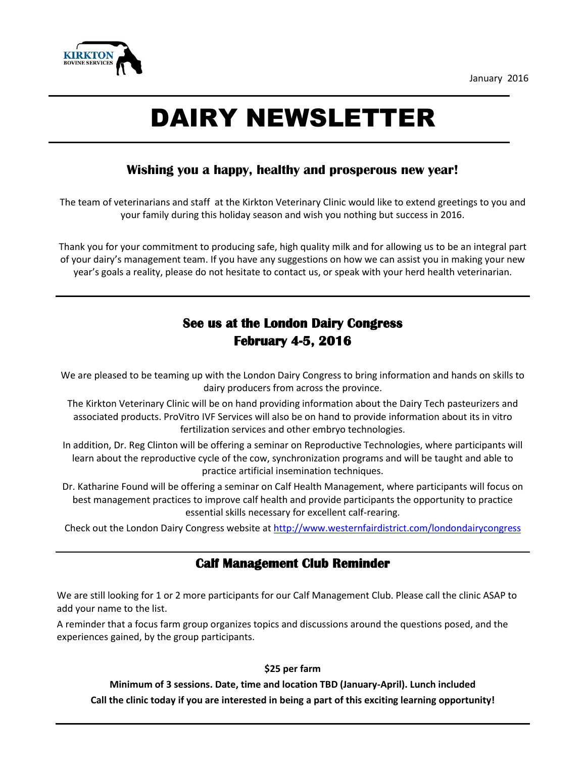KIRKTON BOVINE SERVICES

January 2016

# DAIRY NEWSLETTER

## Wishing you a happy, healthy and prosperous new year!

The team of veterinarians and staff at the Kirkton Veterinary Clinic would like to extend greetings to you and your family during this holiday season and wish you nothing but success in 2016.

Thank you for your commitment to producing safe, high quality milk and for allowing us to be an integral part of your dairy's management team. If you have any suggestions on how we can assist you in making your new year's goals a reality, please do not hesitate to contact us, or speak with your herd health veterinarian.

## See us at the London Dairy Congress February 4-5, 2016

We are pleased to be teaming up with the London Dairy Congress to bring information and hands on skills to dairy producers from across the province.

The Kirkton Veterinary Clinic will be on hand providing information about the Dairy Tech pasteurizers and associated products. ProVitro IVF Services will also be on hand to provide information about its in vitro fertilization services and other embryo technologies.

In addition, Dr. Reg Clinton will be offering a seminar on Reproductive Technologies, where participants will learn about the reproductive cycle of the cow, synchronization programs and will be taught and able to practice artificial insemination techniques.

Dr. Katharine Found will be offering a seminar on Calf Health Management, where participants will focus on best management practices to improve calf health and provide participants the opportunity to practice essential skills necessary for excellent calf-rearing.

Check out the London Dairy Congress website at http://www.westernfairdistrict.com/londondairycongress

## Calf Management Club Reminder

We are still looking for 1 or 2 more participants for our Calf Management Club. Please call the clinic ASAP to add your name to the list.

A reminder that a focus farm group organizes topics and discussions around the questions posed, and the experiences gained, by the group participants.

**$25 per farm**

**Minimum of 3 sessions. Date, time and location TBD (January-April). Lunch included**

**Call the clinic today if you are interested in being a part of this exciting learning opportunity!**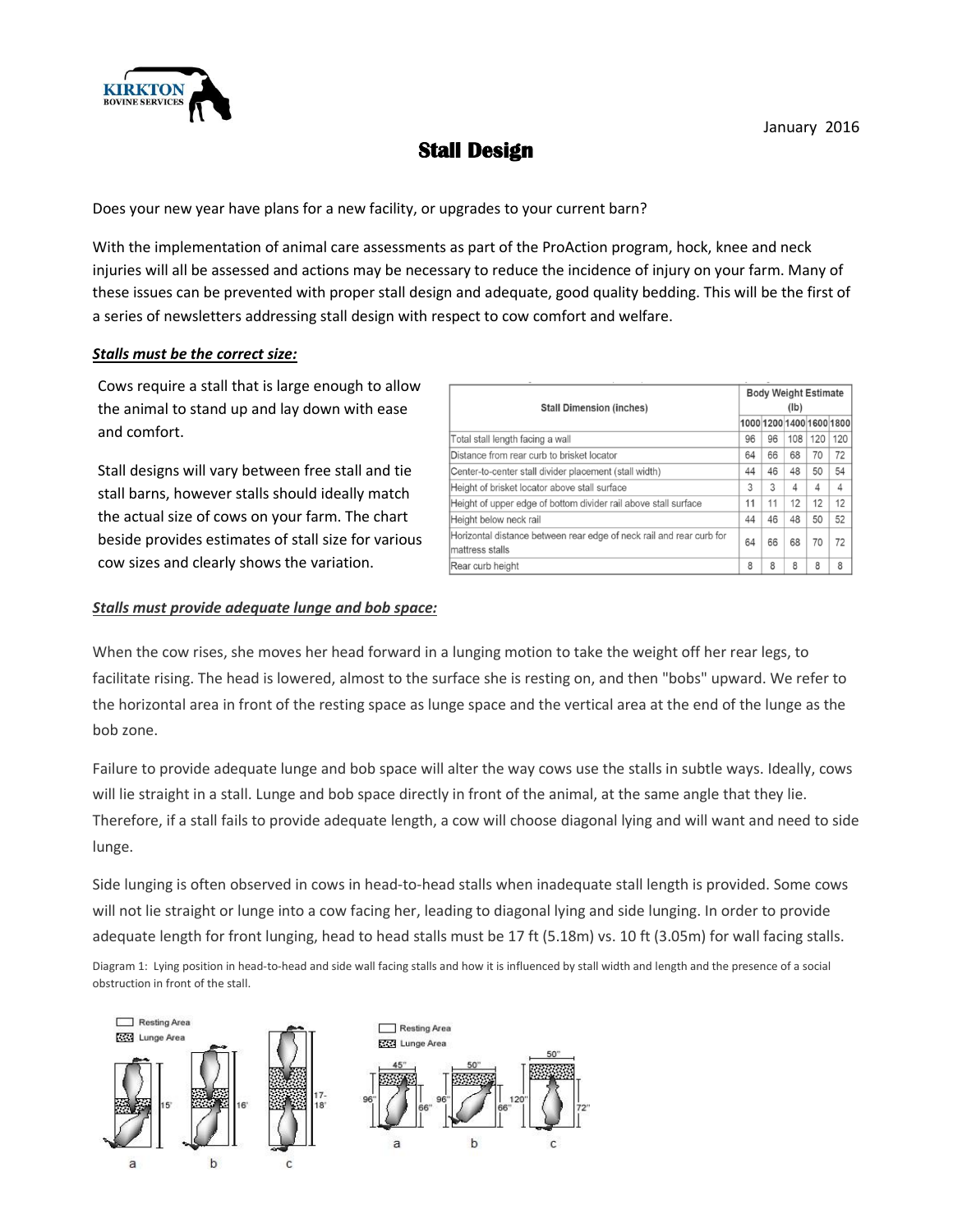January 2016

# Stall Design

Does your new year have plans for a new facility, or upgrades to your current barn?

With the implementation of animal care assessments as part of the ProAction program, hock, knee and neck injuries will all be assessed and actions may be necessary to reduce the incidence of injury on your farm. Many of these issues can be prevented with proper stall design and adequate, good quality bedding. This will be the first of a series of newsletters addressing stall design with respect to cow comfort and welfare.

***Stalls must be the correct size:***

Cows require a stall that is large enough to allow the animal to stand up and lay down with ease and comfort.

Stall designs will vary between free stall and tie stall barns, however stalls should ideally match the actual size of cows on your farm. The chart beside provides estimates of stall size for various cow sizes and clearly shows the variation.

| Stall Dimension (inches) | Body Weight Estimate (lb) | | | | |
|---|---|---|---|---|---|
| | 1000 | 1200 | 1400 | 1600 | 1800 |
| Total stall length facing a wall | 96 | 96 | 108 | 120 | 120 |
| Distance from rear curb to brisket locator | 64 | 66 | 68 | 70 | 72 |
| Center-to-center stall divider placement (stall width) | 44 | 46 | 48 | 50 | 54 |
| Height of brisket locator above stall surface | 3 | 3 | 4 | 4 | 4 |
| Height of upper edge of bottom divider rail above stall surface | 11 | 11 | 12 | 12 | 12 |
| Height below neck rail | 44 | 46 | 48 | 50 | 52 |
| Horizontal distance between rear edge of neck rail and rear curb for mattress stalls | 64 | 66 | 68 | 70 | 72 |
| Rear curb height | 8 | 8 | 8 | 8 | 8 |

***Stalls must provide adequate lunge and bob space:***

When the cow rises, she moves her head forward in a lunging motion to take the weight off her rear legs, to facilitate rising. The head is lowered, almost to the surface she is resting on, and then "bobs" upward. We refer to the horizontal area in front of the resting space as lunge space and the vertical area at the end of the lunge as the bob zone.

Failure to provide adequate lunge and bob space will alter the way cows use the stalls in subtle ways. Ideally, cows will lie straight in a stall. Lunge and bob space directly in front of the animal, at the same angle that they lie. Therefore, if a stall fails to provide adequate length, a cow will choose diagonal lying and will want and need to side lunge.

Side lunging is often observed in cows in head-to-head stalls when inadequate stall length is provided. Some cows will not lie straight or lunge into a cow facing her, leading to diagonal lying and side lunging. In order to provide adequate length for front lunging, head to head stalls must be 17 ft (5.18m) vs. 10 ft (3.05m) for wall facing stalls.

Diagram 1: Lying position in head-to-head and side wall facing stalls and how it is influenced by stall width and length and the presence of a social obstruction in front of the stall.

Resting Area
Lunge Area
15'
16'
17-18'
a
b
c

Resting Area
Lunge Area
45"
50"
50"
96"
66"
96"
66"
120"
72"
a
b
c